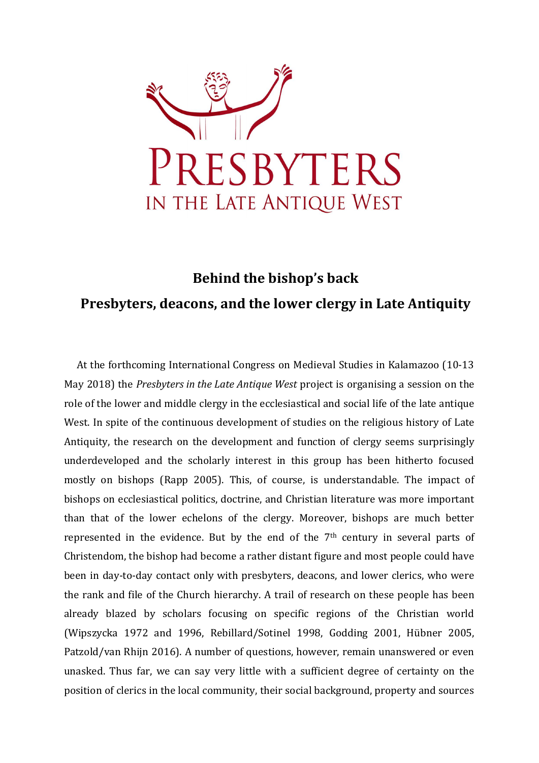# Behind the bishop's back

## Presbyters, deacons, and the lower clergy in Late Antiquity

At the forthcoming International Congress on Medieval Studies in Kalamazoo (10-13 May 2018) the *Presbyters in the Late Antique West* project is organising a session on the role of the lower and middle clergy in the ecclesiastical and social life of the late antique West. In spite of the continuous development of studies on the religious history of Late Antiquity, the research on the development and function of clergy seems surprisingly underdeveloped and the scholarly interest in this group has been hitherto focused mostly on bishops (Rapp 2005). This, of course, is understandable. The impact of bishops on ecclesiastical politics, doctrine, and Christian literature was more important than that of the lower echelons of the clergy. Moreover, bishops are much better represented in the evidence. But by the end of the 7th century in several parts of Christendom, the bishop had become a rather distant figure and most people could have been in day-to-day contact only with presbyters, deacons, and lower clerics, who were the rank and file of the Church hierarchy. A trail of research on these people has been already blazed by scholars focusing on specific regions of the Christian world (Wipszycka 1972 and 1996, Rebillard/Sotinel 1998, Godding 2001, Hübner 2005, Patzold/van Rhijn 2016). A number of questions, however, remain unanswered or even unasked. Thus far, we can say very little with a sufficient degree of certainty on the position of clerics in the local community, their social background, property and sources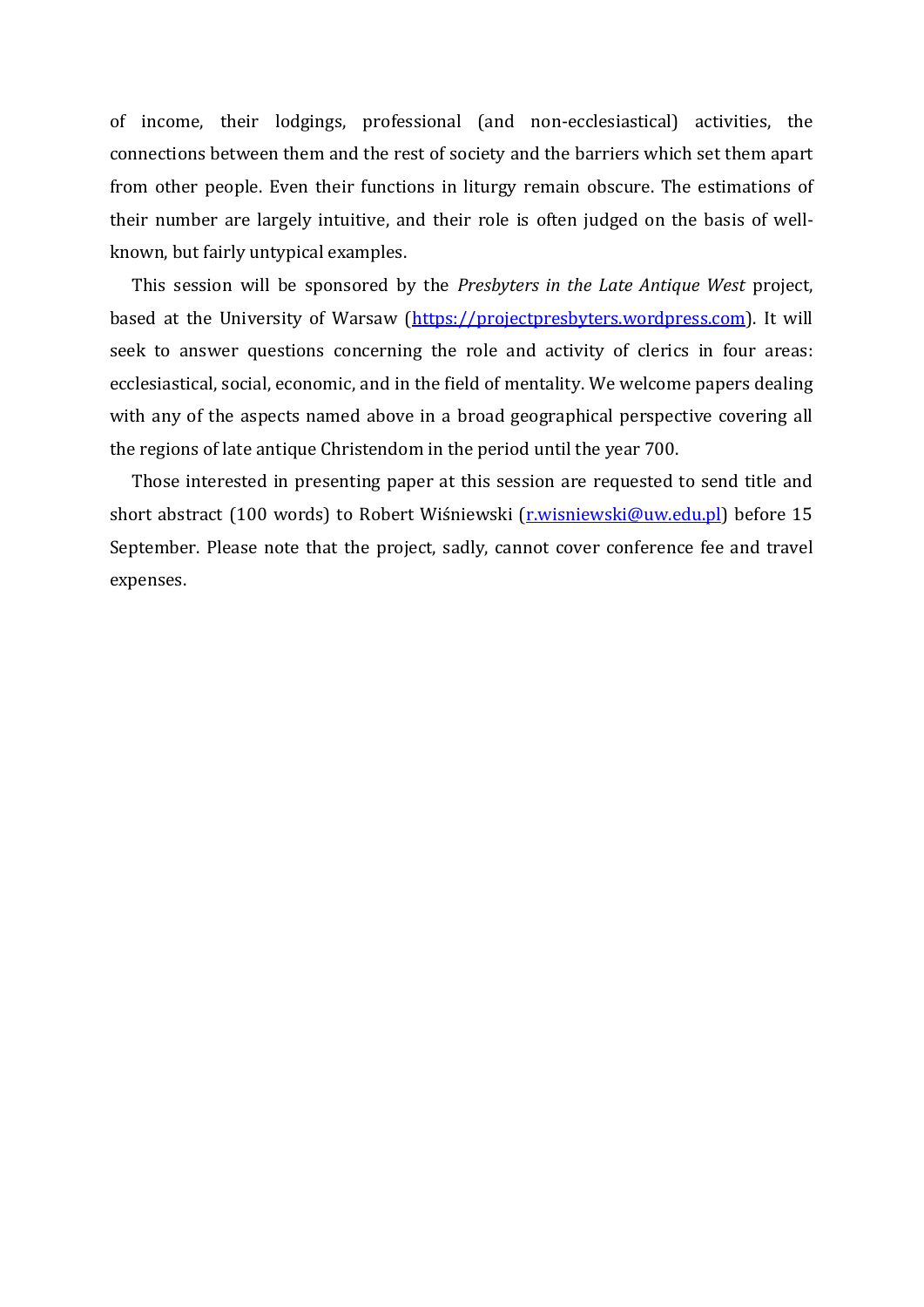of income, their lodgings, professional (and non-ecclesiastical) activities, the connections between them and the rest of society and the barriers which set them apart from other people. Even their functions in liturgy remain obscure. The estimations of their number are largely intuitive, and their role is often judged on the basis of well-known, but fairly untypical examples.

This session will be sponsored by the *Presbyters in the Late Antique West* project, based at the University of Warsaw (https://projectpresbyters.wordpress.com). It will seek to answer questions concerning the role and activity of clerics in four areas: ecclesiastical, social, economic, and in the field of mentality. We welcome papers dealing with any of the aspects named above in a broad geographical perspective covering all the regions of late antique Christendom in the period until the year 700.

Those interested in presenting paper at this session are requested to send title and short abstract (100 words) to Robert Wiśniewski (r.wisniewski@uw.edu.pl) before 15 September. Please note that the project, sadly, cannot cover conference fee and travel expenses.